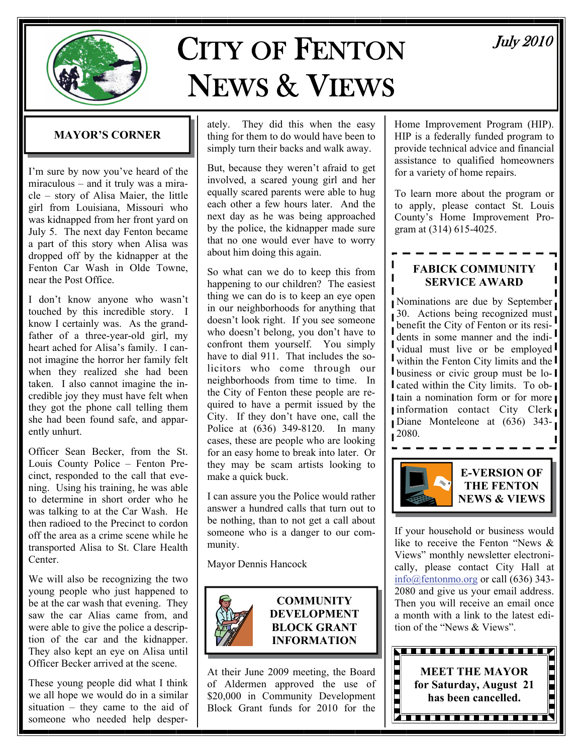# CITY OF FENTON NEWS & VIEWS

*July 2010*

## MAYOR'S CORNER

I'm sure by now you've heard of the miraculous – and it truly was a miracle – story of Alisa Maier, the little girl from Louisiana, Missouri who was kidnapped from her front yard on July 5. The next day Fenton became a part of this story when Alisa was dropped off by the kidnapper at the Fenton Car Wash in Olde Towne, near the Post Office.

I don't know anyone who wasn't touched by this incredible story. I know I certainly was. As the grandfather of a three-year-old girl, my heart ached for Alisa's family. I cannot imagine the horror her family felt when they realized she had been taken. I also cannot imagine the incredible joy they must have felt when they got the phone call telling them she had been found safe, and apparently unhurt.

Officer Sean Becker, from the St. Louis County Police – Fenton Precinct, responded to the call that evening. Using his training, he was able to determine in short order who he was talking to at the Car Wash. He then radioed to the Precinct to cordon off the area as a crime scene while he transported Alisa to St. Clare Health Center.

We will also be recognizing the two young people who just happened to be at the car wash that evening. They saw the car Alias came from, and were able to give the police a description of the car and the kidnapper. They also kept an eye on Alisa until Officer Becker arrived at the scene.

These young people did what I think we all hope we would do in a similar situation – they came to the aid of someone who needed help desperately. They did this when the easy thing for them to do would have been to simply turn their backs and walk away.

But, because they weren't afraid to get involved, a scared young girl and her equally scared parents were able to hug each other a few hours later. And the next day as he was being approached by the police, the kidnapper made sure that no one would ever have to worry about him doing this again.

So what can we do to keep this from happening to our children? The easiest thing we can do is to keep an eye open in our neighborhoods for anything that doesn't look right. If you see someone who doesn't belong, you don't have to confront them yourself. You simply have to dial 911. That includes the solicitors who come through our neighborhoods from time to time. In the City of Fenton these people are required to have a permit issued by the City. If they don't have one, call the Police at (636) 349-8120. In many cases, these are people who are looking for an easy home to break into later. Or they may be scam artists looking to make a quick buck.

I can assure you the Police would rather answer a hundred calls that turn out to be nothing, than to not get a call about someone who is a danger to our community.

Mayor Dennis Hancock

## COMMUNITY DEVELOPMENT BLOCK GRANT INFORMATION

At their June 2009 meeting, the Board of Aldermen approved the use of $20,000 in Community Development Block Grant funds for 2010 for the Home Improvement Program (HIP). HIP is a federally funded program to provide technical advice and financial assistance to qualified homeowners for a variety of home repairs.

To learn more about the program or to apply, please contact St. Louis County's Home Improvement Program at (314) 615-4025.

## FABICK COMMUNITY SERVICE AWARD

Nominations are due by September 30. Actions being recognized must benefit the City of Fenton or its residents in some manner and the individual must live or be employed within the Fenton City limits and the business or civic group must be located within the City limits. To obtain a nomination form or for more information contact City Clerk Diane Monteleone at (636) 343-2080.

## E-VERSION OF THE FENTON NEWS & VIEWS

If your household or business would like to receive the Fenton "News & Views" monthly newsletter electronically, please contact City Hall at info@fentonmo.org or call (636) 343-2080 and give us your email address. Then you will receive an email once a month with a link to the latest edition of the "News & Views".

**MEET THE MAYOR for Saturday, August 21 has been cancelled.**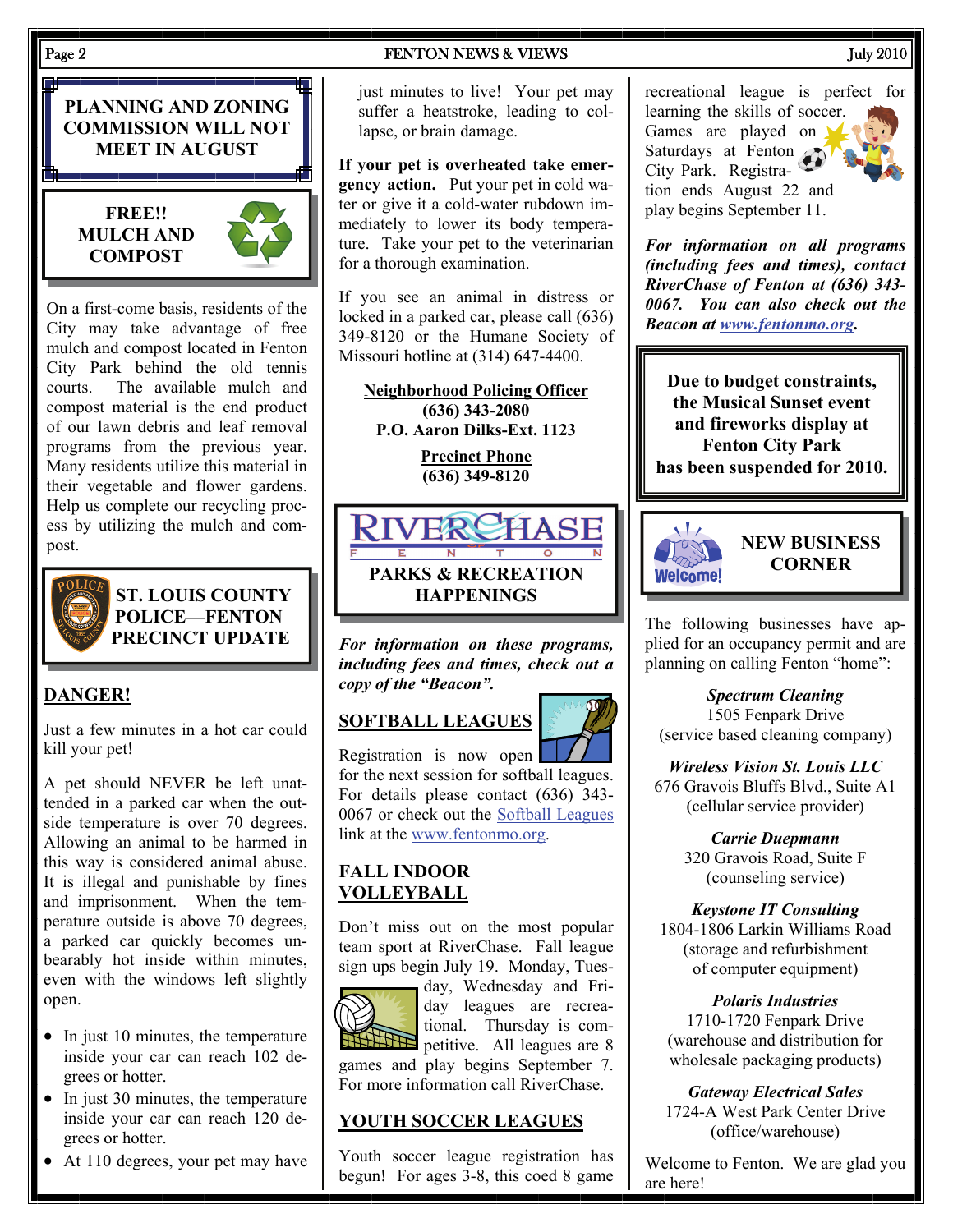## PLANNING AND ZONING COMMISSION WILL NOT MEET IN AUGUST

## FREE!! MULCH AND COMPOST

On a first-come basis, residents of the City may take advantage of free mulch and compost located in Fenton City Park behind the old tennis courts. The available mulch and compost material is the end product of our lawn debris and leaf removal programs from the previous year. Many residents utilize this material in their vegetable and flower gardens. Help us complete our recycling process by utilizing the mulch and compost.

## ST. LOUIS COUNTY POLICE—FENTON PRECINCT UPDATE

### DANGER!

Just a few minutes in a hot car could kill your pet!

A pet should NEVER be left unattended in a parked car when the outside temperature is over 70 degrees. Allowing an animal to be harmed in this way is considered animal abuse. It is illegal and punishable by fines and imprisonment. When the temperature outside is above 70 degrees, a parked car quickly becomes unbearably hot inside within minutes, even with the windows left slightly open.

- In just 10 minutes, the temperature inside your car can reach 102 degrees or hotter.
- In just 30 minutes, the temperature inside your car can reach 120 degrees or hotter.
- At 110 degrees, your pet may have just minutes to live! Your pet may suffer a heatstroke, leading to collapse, or brain damage.

**If your pet is overheated take emergency action.** Put your pet in cold water or give it a cold-water rubdown immediately to lower its body temperature. Take your pet to the veterinarian for a thorough examination.

If you see an animal in distress or locked in a parked car, please call (636) 349-8120 or the Humane Society of Missouri hotline at (314) 647-4400.

**Neighborhood Policing Officer**
**(636) 343-2080**
**P.O. Aaron Dilks-Ext. 1123**

**Precinct Phone**
**(636) 349-8120**

## RIVERCHASE OF FENTON PARKS & RECREATION HAPPENINGS

***For information on these programs, including fees and times, check out a copy of the "Beacon".***

### SOFTBALL LEAGUES

Registration is now open for the next session for softball leagues. For details please contact (636) 343-0067 or check out the Softball Leagues link at the www.fentonmo.org.

### FALL INDOOR VOLLEYBALL

Don't miss out on the most popular team sport at RiverChase. Fall league sign ups begin July 19. Monday, Tuesday, Wednesday and Friday leagues are recreational. Thursday is competitive. All leagues are 8 games and play begins September 7. For more information call RiverChase.

### YOUTH SOCCER LEAGUES

Youth soccer league registration has begun! For ages 3-8, this coed 8 game recreational league is perfect for learning the skills of soccer. Games are played on Saturdays at Fenton City Park. Registration ends August 22 and play begins September 11.

***For information on all programs (including fees and times), contact RiverChase of Fenton at (636) 343-0067. You can also check out the Beacon at www.fentonmo.org.***

**Due to budget constraints, the Musical Sunset event and fireworks display at Fenton City Park has been suspended for 2010.**

## NEW BUSINESS CORNER

The following businesses have applied for an occupancy permit and are planning on calling Fenton "home":

***Spectrum Cleaning***
1505 Fenpark Drive
(service based cleaning company)

***Wireless Vision St. Louis LLC***
676 Gravois Bluffs Blvd., Suite A1
(cellular service provider)

***Carrie Duepmann***
320 Gravois Road, Suite F
(counseling service)

***Keystone IT Consulting***
1804-1806 Larkin Williams Road
(storage and refurbishment of computer equipment)

***Polaris Industries***
1710-1720 Fenpark Drive
(warehouse and distribution for wholesale packaging products)

***Gateway Electrical Sales***
1724-A West Park Center Drive
(office/warehouse)

Welcome to Fenton. We are glad you are here!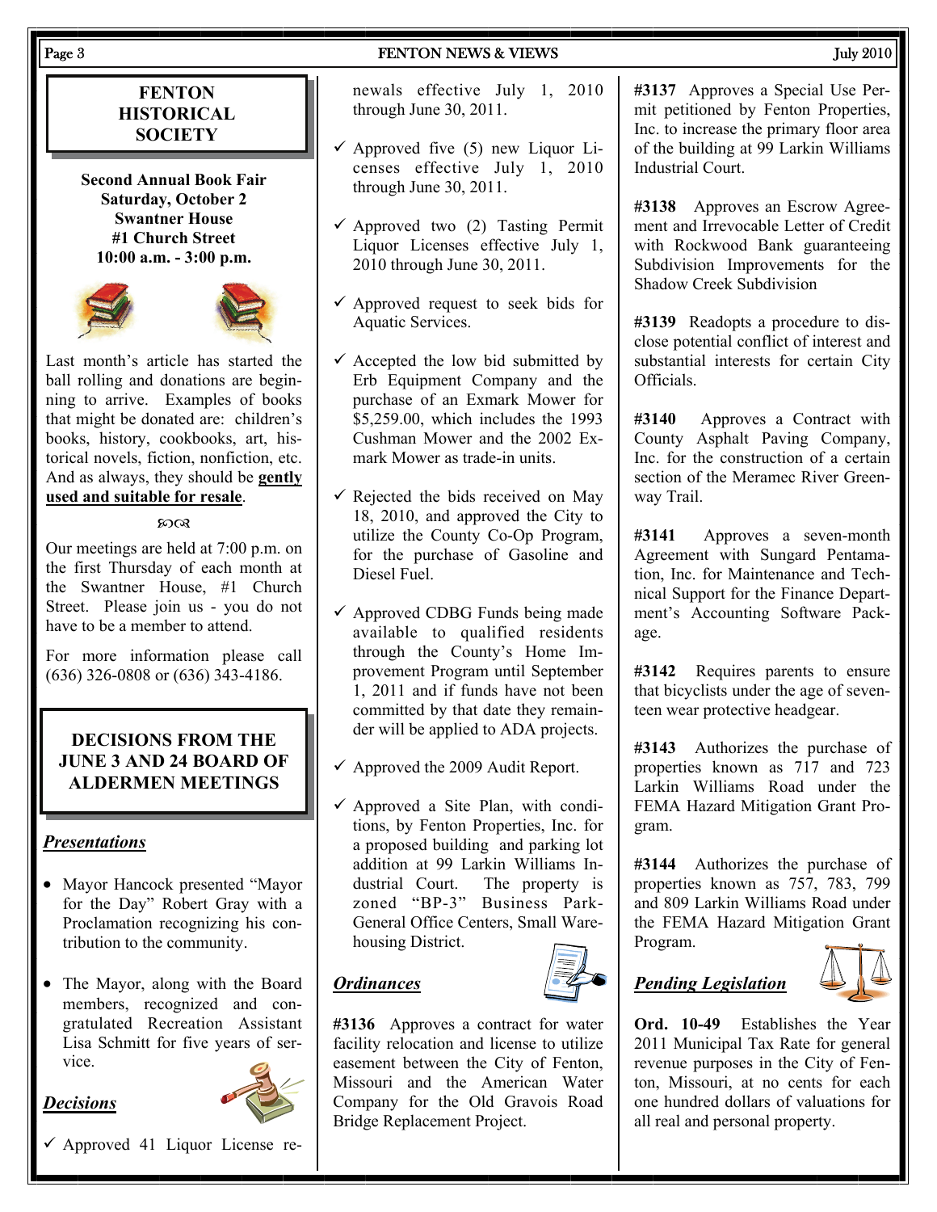## FENTON HISTORICAL SOCIETY

**Second Annual Book Fair**
**Saturday, October 2**
**Swantner House**
**#1 Church Street**
**10:00 a.m. - 3:00 p.m.**

Last month's article has started the ball rolling and donations are beginning to arrive. Examples of books that might be donated are: children's books, history, cookbooks, art, historical novels, fiction, nonfiction, etc. And as always, they should be **gently used and suitable for resale**.

Our meetings are held at 7:00 p.m. on the first Thursday of each month at the Swantner House, #1 Church Street. Please join us - you do not have to be a member to attend.

For more information please call (636) 326-0808 or (636) 343-4186.

## DECISIONS FROM THE JUNE 3 AND 24 BOARD OF ALDERMEN MEETINGS

### *Presentations*

- Mayor Hancock presented "Mayor for the Day" Robert Gray with a Proclamation recognizing his contribution to the community.
- The Mayor, along with the Board members, recognized and congratulated Recreation Assistant Lisa Schmitt for five years of service.

### *Decisions*

- ✓ Approved 41 Liquor License renewals effective July 1, 2010 through June 30, 2011.
- ✓ Approved five (5) new Liquor Licenses effective July 1, 2010 through June 30, 2011.
- ✓ Approved two (2) Tasting Permit Liquor Licenses effective July 1, 2010 through June 30, 2011.
- ✓ Approved request to seek bids for Aquatic Services.
- ✓ Accepted the low bid submitted by Erb Equipment Company and the purchase of an Exmark Mower for $5,259.00, which includes the 1993 Cushman Mower and the 2002 Exmark Mower as trade-in units.
- ✓ Rejected the bids received on May 18, 2010, and approved the City to utilize the County Co-Op Program, for the purchase of Gasoline and Diesel Fuel.
- ✓ Approved CDBG Funds being made available to qualified residents through the County's Home Improvement Program until September 1, 2011 and if funds have not been committed by that date they remainder will be applied to ADA projects.
- ✓ Approved the 2009 Audit Report.
- ✓ Approved a Site Plan, with conditions, by Fenton Properties, Inc. for a proposed building and parking lot addition at 99 Larkin Williams Industrial Court. The property is zoned "BP-3" Business Park-General Office Centers, Small Warehousing District.

### *Ordinances*

**#3136** Approves a contract for water facility relocation and license to utilize easement between the City of Fenton, Missouri and the American Water Company for the Old Gravois Road Bridge Replacement Project.

**#3137** Approves a Special Use Permit petitioned by Fenton Properties, Inc. to increase the primary floor area of the building at 99 Larkin Williams Industrial Court.

**#3138** Approves an Escrow Agreement and Irrevocable Letter of Credit with Rockwood Bank guaranteeing Subdivision Improvements for the Shadow Creek Subdivision

**#3139** Readopts a procedure to disclose potential conflict of interest and substantial interests for certain City Officials.

**#3140** Approves a Contract with County Asphalt Paving Company, Inc. for the construction of a certain section of the Meramec River Greenway Trail.

**#3141** Approves a seven-month Agreement with Sungard Pentamation, Inc. for Maintenance and Technical Support for the Finance Department's Accounting Software Package.

**#3142** Requires parents to ensure that bicyclists under the age of seventeen wear protective headgear.

**#3143** Authorizes the purchase of properties known as 717 and 723 Larkin Williams Road under the FEMA Hazard Mitigation Grant Program.

**#3144** Authorizes the purchase of properties known as 757, 783, 799 and 809 Larkin Williams Road under the FEMA Hazard Mitigation Grant Program.

### *Pending Legislation*

**Ord. 10-49** Establishes the Year 2011 Municipal Tax Rate for general revenue purposes in the City of Fenton, Missouri, at no cents for each one hundred dollars of valuations for all real and personal property.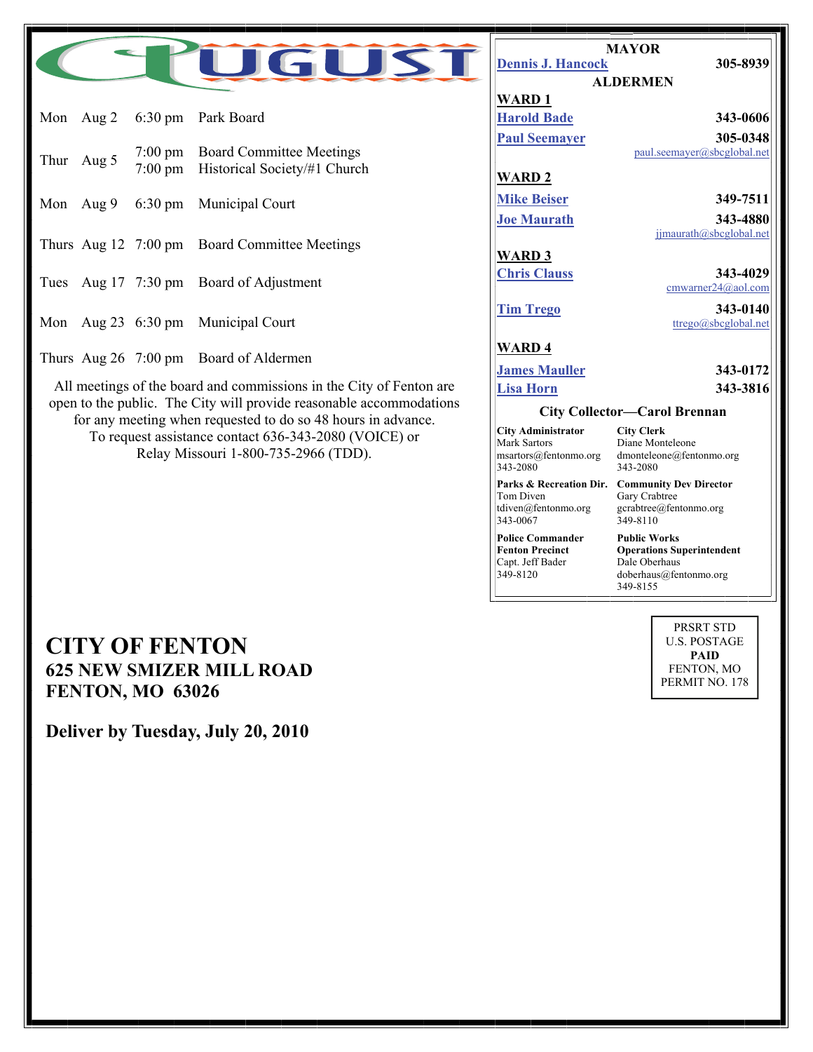# AUGUST

| | | | |
|---|---|---|---|
| Mon | Aug 2 | 6:30 pm | Park Board |
| Thur | Aug 5 | 7:00 pm<br>7:00 pm | Board Committee Meetings<br>Historical Society/#1 Church |
| Mon | Aug 9 | 6:30 pm | Municipal Court |
| Thurs | Aug 12 | 7:00 pm | Board Committee Meetings |
| Tues | Aug 17 | 7:30 pm | Board of Adjustment |
| Mon | Aug 23 | 6:30 pm | Municipal Court |
| Thurs | Aug 26 | 7:00 pm | Board of Aldermen |

All meetings of the board and commissions in the City of Fenton are open to the public. The City will provide reasonable accommodations for any meeting when requested to do so 48 hours in advance. To request assistance contact 636-343-2080 (VOICE) or Relay Missouri 1-800-735-2966 (TDD).

**MAYOR**

**Dennis J. Hancock** — **305-8939**

**ALDERMEN**

**WARD 1**

**Harold Bade** — **343-0606**

**Paul Seemayer** — **305-0348**
paul.seemayer@sbcglobal.net

**WARD 2**

**Mike Beiser** — **349-7511**

**Joe Maurath** — **343-4880**
jjmaurath@sbcglobal.net

**WARD 3**

**Chris Clauss** — **343-4029**
cmwarner24@aol.com

**Tim Trego** — **343-0140**
ttrego@sbcglobal.net

**WARD 4**

**James Mauller** — **343-0172**

**Lisa Horn** — **343-3816**

**City Collector—Carol Brennan**

| | |
|---|---|
| **City Administrator**<br>Mark Sartors<br>msartors@fentonmo.org<br>343-2080 | **City Clerk**<br>Diane Monteleone<br>dmonteleone@fentonmo.org<br>343-2080 |
| **Parks & Recreation Dir.**<br>Tom Diven<br>tdiven@fentonmo.org<br>343-0067 | **Community Dev Director**<br>Gary Crabtree<br>gcrabtree@fentonmo.org<br>349-8110 |
| **Police Commander**<br>**Fenton Precinct**<br>Capt. Jeff Bader<br>349-8120 | **Public Works**<br>**Operations Superintendent**<br>Dale Oberhaus<br>doberhaus@fentonmo.org<br>349-8155 |

## CITY OF FENTON
## 625 NEW SMIZER MILL ROAD
## FENTON, MO 63026

**Deliver by Tuesday, July 20, 2010**

PRSRT STD
U.S. POSTAGE
**PAID**
FENTON, MO
PERMIT NO. 178